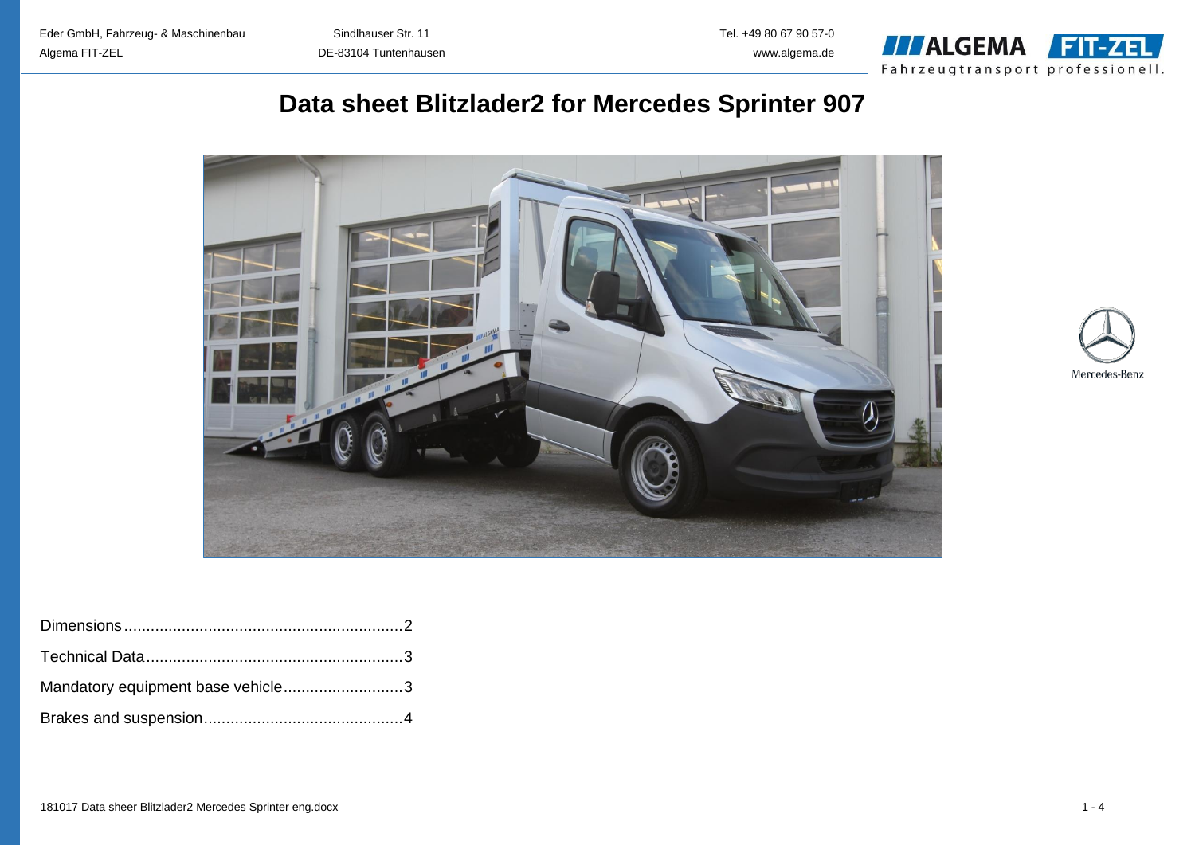# Data sheet Blitzlader2 for Mercedes Sprinter 907

Dimensions ............................................................... 2

Technical Data .......................................................... 3

Mandatory equipment base vehicle ........................... 3

Brakes and suspension ............................................. 4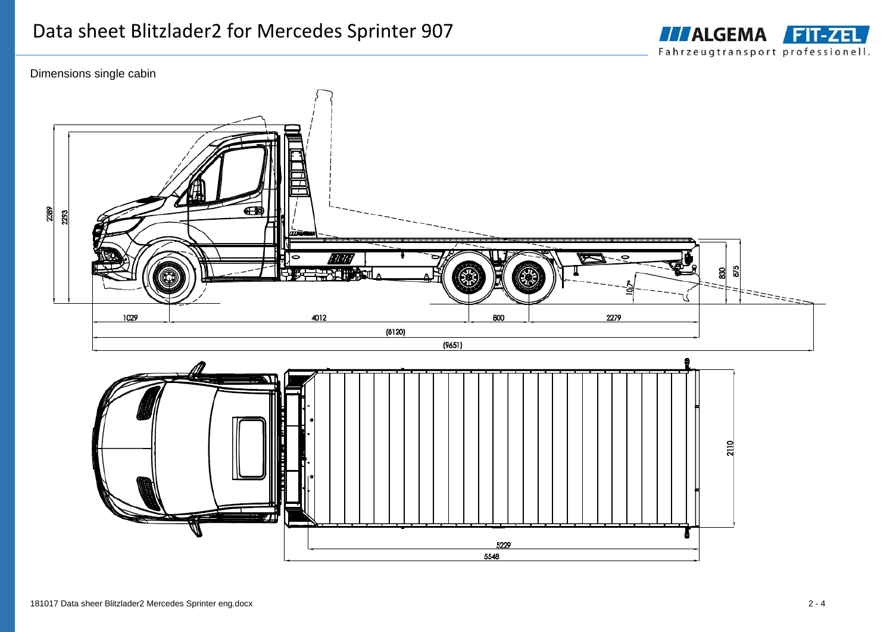# Data sheet Blitzlader2 for Mercedes Sprinter 907

Dimensions single cabin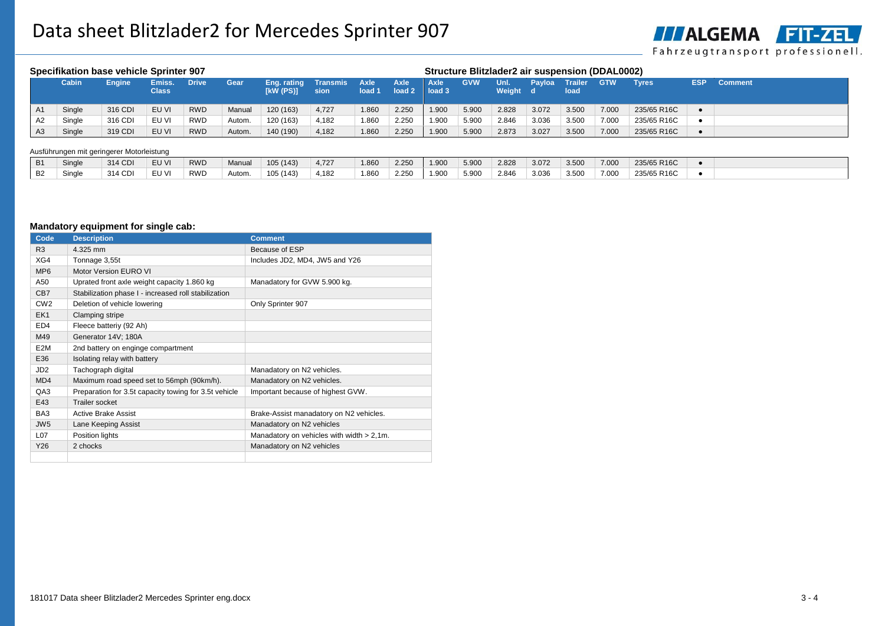# Data sheet Blitzlader2 for Mercedes Sprinter 907

**Specifikation base vehicle Sprinter 907** / **Structure Blitzlader2 air suspension (DDAL0002)**

| | Cabin | Engine | Emiss. Class | Drive | Gear | Eng. rating [kW (PS)] | Transmission | Axle load 1 | Axle load 2 | Axle load 3 | GVW | Unl. Weight | Payload | Trailer load | GTW | Tyres | ESP | Comment |
|---|---|---|---|---|---|---|---|---|---|---|---|---|---|---|---|---|---|---|
| A1 | Single | 316 CDI | EU VI | RWD | Manual | 120 (163) | 4,727 | 1.860 | 2.250 | 1.900 | 5.900 | 2.828 | 3.072 | 3.500 | 7.000 | 235/65 R16C | • | |
| A2 | Single | 316 CDI | EU VI | RWD | Autom. | 120 (163) | 4,182 | 1.860 | 2.250 | 1.900 | 5.900 | 2.846 | 3.036 | 3.500 | 7.000 | 235/65 R16C | • | |
| A3 | Single | 319 CDI | EU VI | RWD | Autom. | 140 (190) | 4,182 | 1.860 | 2.250 | 1.900 | 5.900 | 2.873 | 3.027 | 3.500 | 7.000 | 235/65 R16C | • | |

Ausführungen mit geringerer Motorleistung

| | Cabin | Engine | Emiss. Class | Drive | Gear | Eng. rating [kW (PS)] | Transmission | Axle load 1 | Axle load 2 | Axle load 3 | GVW | Unl. Weight | Payload | Trailer load | GTW | Tyres | ESP | Comment |
|---|---|---|---|---|---|---|---|---|---|---|---|---|---|---|---|---|---|---|
| B1 | Single | 314 CDI | EU VI | RWD | Manual | 105 (143) | 4,727 | 1.860 | 2.250 | 1.900 | 5.900 | 2.828 | 3.072 | 3.500 | 7.000 | 235/65 R16C | • | |
| B2 | Single | 314 CDI | EU VI | RWD | Autom. | 105 (143) | 4,182 | 1.860 | 2.250 | 1.900 | 5.900 | 2.846 | 3.036 | 3.500 | 7.000 | 235/65 R16C | • | |

**Mandatory equipment for single cab:**

| Code | Description | Comment |
|---|---|---|
| R3 | 4.325 mm | Because of ESP |
| XG4 | Tonnage 3,55t | Includes JD2, MD4, JW5 and Y26 |
| MP6 | Motor Version EURO VI | |
| A50 | Uprated front axle weight capacity 1.860 kg | Manadatory for GVW 5.900 kg. |
| CB7 | Stabilization phase I - increased roll stabilization | |
| CW2 | Deletion of vehicle lowering | Only Sprinter 907 |
| EK1 | Clamping stripe | |
| ED4 | Fleece batteriy (92 Ah) | |
| M49 | Generator 14V; 180A | |
| E2M | 2nd battery on enginge compartment | |
| E36 | Isolating relay with battery | |
| JD2 | Tachograph digital | Manadatory on N2 vehicles. |
| MD4 | Maximum road speed set to 56mph (90km/h). | Manadatory on N2 vehicles. |
| QA3 | Preparation for 3.5t capacity towing for 3.5t vehicle | Important because of highest GVW. |
| E43 | Trailer socket | |
| BA3 | Active Brake Assist | Brake-Assist manadatory on N2 vehicles. |
| JW5 | Lane Keeping Assist | Manadatory on N2 vehicles |
| L07 | Position lights | Manadatory on vehicles with width > 2,1m. |
| Y26 | 2 chocks | Manadatory on N2 vehicles |
| | | |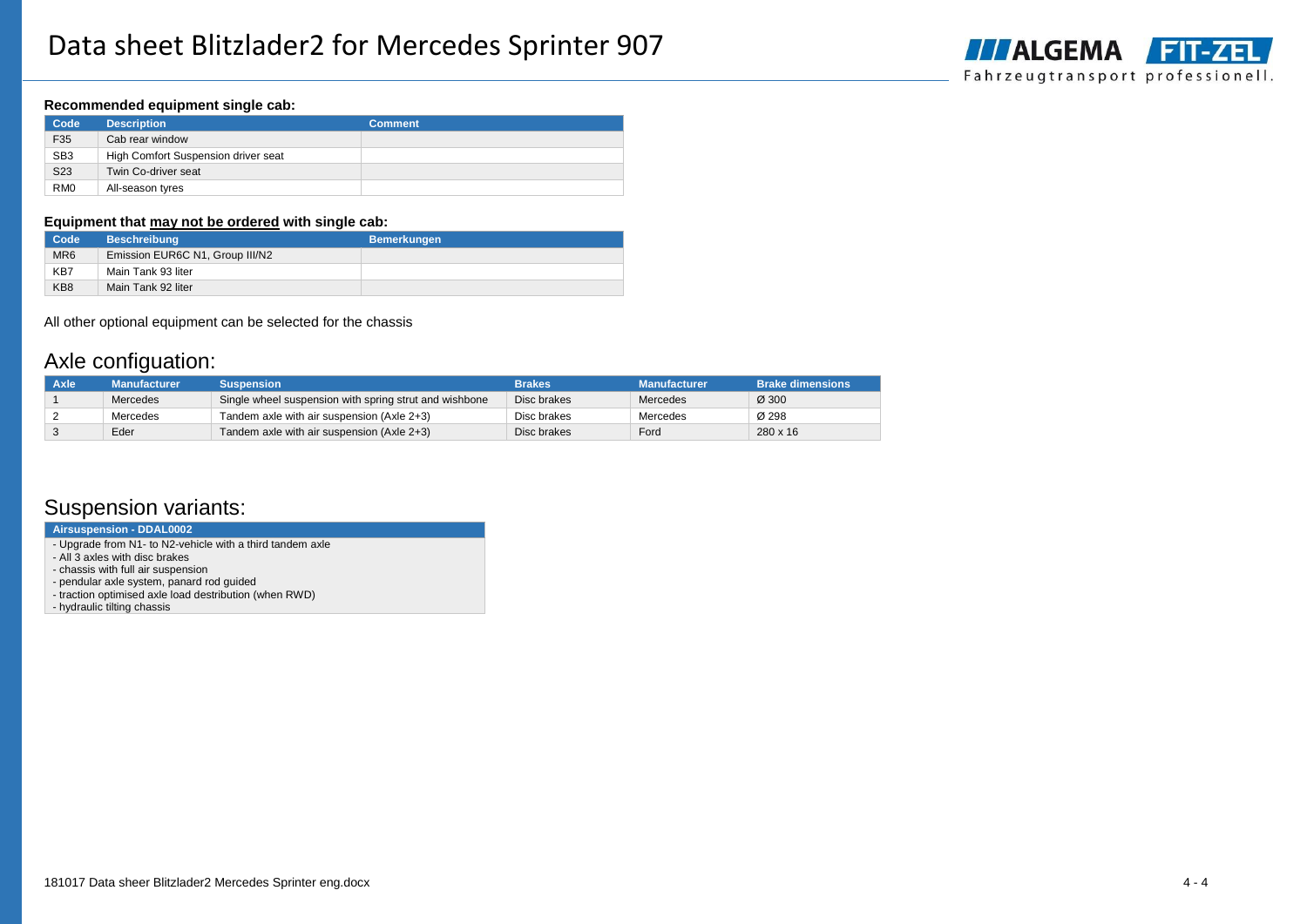**Recommended equipment single cab:**

| Code | Description | Comment |
|---|---|---|
| F35 | Cab rear window | |
| SB3 | High Comfort Suspension driver seat | |
| S23 | Twin Co-driver seat | |
| RM0 | All-season tyres | |

**Equipment that <u>may not be ordered</u> with single cab:**

| Code | Beschreibung | Bemerkungen |
|---|---|---|
| MR6 | Emission EUR6C N1, Group III/N2 | |
| KB7 | Main Tank 93 liter | |
| KB8 | Main Tank 92 liter | |

All other optional equipment can be selected for the chassis

## Axle configuation:

| Axle | Manufacturer | Suspension | Brakes | Manufacturer | Brake dimensions |
|---|---|---|---|---|---|
| 1 | Mercedes | Single wheel suspension with spring strut and wishbone | Disc brakes | Mercedes | Ø 300 |
| 2 | Mercedes | Tandem axle with air suspension (Axle 2+3) | Disc brakes | Mercedes | Ø 298 |
| 3 | Eder | Tandem axle with air suspension (Axle 2+3) | Disc brakes | Ford | 280 x 16 |

## Suspension variants:

| Airsuspension - DDAL0002 |
|---|
| - Upgrade from N1- to N2-vehicle with a third tandem axle<br>- All 3 axles with disc brakes<br>- chassis with full air suspension<br>- pendular axle system, panard rod guided<br>- traction optimised axle load destribution (when RWD)<br>- hydraulic tilting chassis |